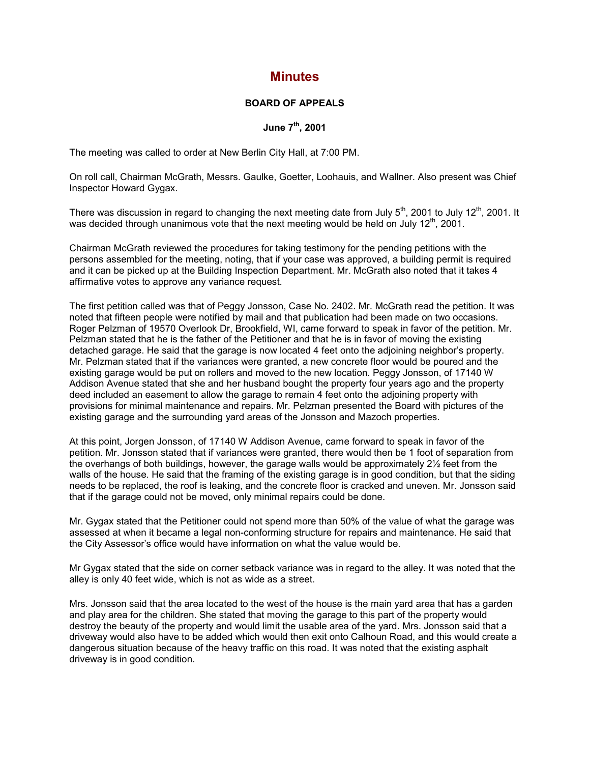# Minutes

**BOARD OF APPEALS**

**June 7th, 2001**

The meeting was called to order at New Berlin City Hall, at 7:00 PM.

On roll call, Chairman McGrath, Messrs. Gaulke, Goetter, Loohauis, and Wallner. Also present was Chief Inspector Howard Gygax.

There was discussion in regard to changing the next meeting date from July 5th, 2001 to July 12th, 2001. It was decided through unanimous vote that the next meeting would be held on July 12th, 2001.

Chairman McGrath reviewed the procedures for taking testimony for the pending petitions with the persons assembled for the meeting, noting, that if your case was approved, a building permit is required and it can be picked up at the Building Inspection Department. Mr. McGrath also noted that it takes 4 affirmative votes to approve any variance request.

The first petition called was that of Peggy Jonsson, Case No. 2402. Mr. McGrath read the petition. It was noted that fifteen people were notified by mail and that publication had been made on two occasions. Roger Pelzman of 19570 Overlook Dr, Brookfield, WI, came forward to speak in favor of the petition. Mr. Pelzman stated that he is the father of the Petitioner and that he is in favor of moving the existing detached garage. He said that the garage is now located 4 feet onto the adjoining neighbor's property. Mr. Pelzman stated that if the variances were granted, a new concrete floor would be poured and the existing garage would be put on rollers and moved to the new location. Peggy Jonsson, of 17140 W Addison Avenue stated that she and her husband bought the property four years ago and the property deed included an easement to allow the garage to remain 4 feet onto the adjoining property with provisions for minimal maintenance and repairs. Mr. Pelzman presented the Board with pictures of the existing garage and the surrounding yard areas of the Jonsson and Mazoch properties.

At this point, Jorgen Jonsson, of 17140 W Addison Avenue, came forward to speak in favor of the petition. Mr. Jonsson stated that if variances were granted, there would then be 1 foot of separation from the overhangs of both buildings, however, the garage walls would be approximately 2½ feet from the walls of the house. He said that the framing of the existing garage is in good condition, but that the siding needs to be replaced, the roof is leaking, and the concrete floor is cracked and uneven. Mr. Jonsson said that if the garage could not be moved, only minimal repairs could be done.

Mr. Gygax stated that the Petitioner could not spend more than 50% of the value of what the garage was assessed at when it became a legal non-conforming structure for repairs and maintenance. He said that the City Assessor's office would have information on what the value would be.

Mr Gygax stated that the side on corner setback variance was in regard to the alley. It was noted that the alley is only 40 feet wide, which is not as wide as a street.

Mrs. Jonsson said that the area located to the west of the house is the main yard area that has a garden and play area for the children. She stated that moving the garage to this part of the property would destroy the beauty of the property and would limit the usable area of the yard. Mrs. Jonsson said that a driveway would also have to be added which would then exit onto Calhoun Road, and this would create a dangerous situation because of the heavy traffic on this road. It was noted that the existing asphalt driveway is in good condition.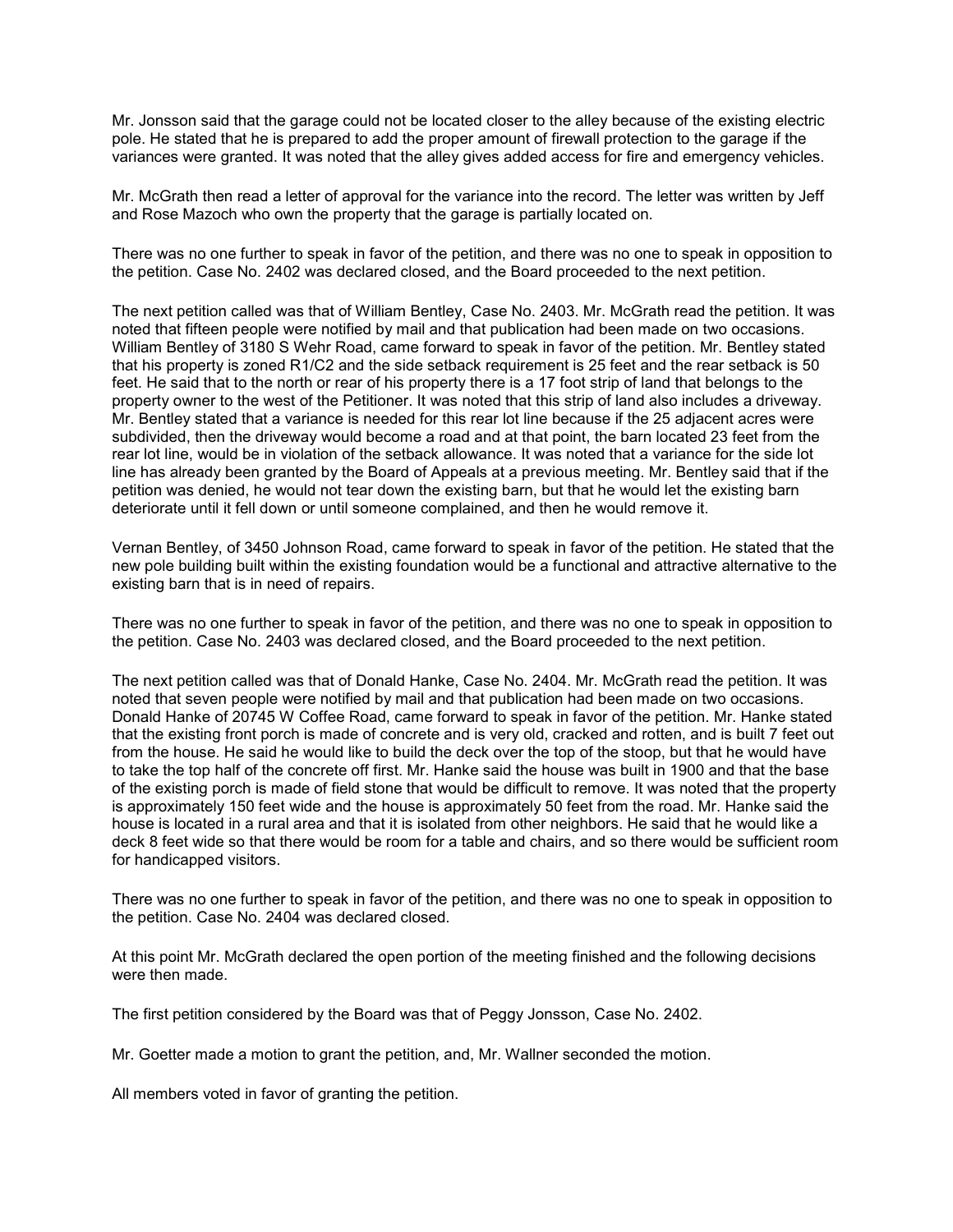Mr. Jonsson said that the garage could not be located closer to the alley because of the existing electric pole. He stated that he is prepared to add the proper amount of firewall protection to the garage if the variances were granted. It was noted that the alley gives added access for fire and emergency vehicles.

Mr. McGrath then read a letter of approval for the variance into the record. The letter was written by Jeff and Rose Mazoch who own the property that the garage is partially located on.

There was no one further to speak in favor of the petition, and there was no one to speak in opposition to the petition. Case No. 2402 was declared closed, and the Board proceeded to the next petition.

The next petition called was that of William Bentley, Case No. 2403. Mr. McGrath read the petition. It was noted that fifteen people were notified by mail and that publication had been made on two occasions. William Bentley of 3180 S Wehr Road, came forward to speak in favor of the petition. Mr. Bentley stated that his property is zoned R1/C2 and the side setback requirement is 25 feet and the rear setback is 50 feet. He said that to the north or rear of his property there is a 17 foot strip of land that belongs to the property owner to the west of the Petitioner. It was noted that this strip of land also includes a driveway. Mr. Bentley stated that a variance is needed for this rear lot line because if the 25 adjacent acres were subdivided, then the driveway would become a road and at that point, the barn located 23 feet from the rear lot line, would be in violation of the setback allowance. It was noted that a variance for the side lot line has already been granted by the Board of Appeals at a previous meeting. Mr. Bentley said that if the petition was denied, he would not tear down the existing barn, but that he would let the existing barn deteriorate until it fell down or until someone complained, and then he would remove it.

Vernan Bentley, of 3450 Johnson Road, came forward to speak in favor of the petition. He stated that the new pole building built within the existing foundation would be a functional and attractive alternative to the existing barn that is in need of repairs.

There was no one further to speak in favor of the petition, and there was no one to speak in opposition to the petition. Case No. 2403 was declared closed, and the Board proceeded to the next petition.

The next petition called was that of Donald Hanke, Case No. 2404. Mr. McGrath read the petition. It was noted that seven people were notified by mail and that publication had been made on two occasions. Donald Hanke of 20745 W Coffee Road, came forward to speak in favor of the petition. Mr. Hanke stated that the existing front porch is made of concrete and is very old, cracked and rotten, and is built 7 feet out from the house. He said he would like to build the deck over the top of the stoop, but that he would have to take the top half of the concrete off first. Mr. Hanke said the house was built in 1900 and that the base of the existing porch is made of field stone that would be difficult to remove. It was noted that the property is approximately 150 feet wide and the house is approximately 50 feet from the road. Mr. Hanke said the house is located in a rural area and that it is isolated from other neighbors. He said that he would like a deck 8 feet wide so that there would be room for a table and chairs, and so there would be sufficient room for handicapped visitors.

There was no one further to speak in favor of the petition, and there was no one to speak in opposition to the petition. Case No. 2404 was declared closed.

At this point Mr. McGrath declared the open portion of the meeting finished and the following decisions were then made.

The first petition considered by the Board was that of Peggy Jonsson, Case No. 2402.

Mr. Goetter made a motion to grant the petition, and, Mr. Wallner seconded the motion.

All members voted in favor of granting the petition.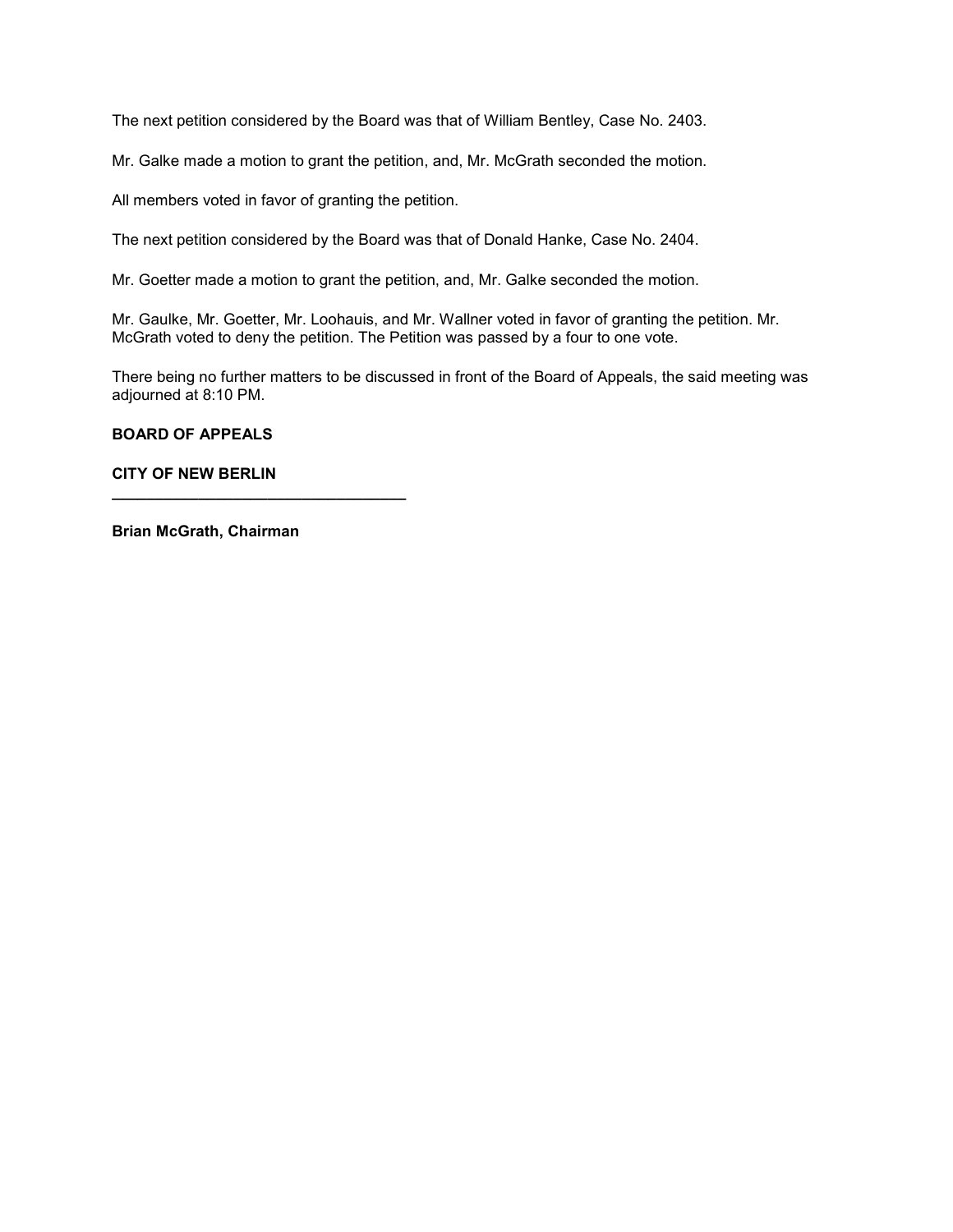The next petition considered by the Board was that of William Bentley, Case No. 2403.

Mr. Galke made a motion to grant the petition, and, Mr. McGrath seconded the motion.

All members voted in favor of granting the petition.

The next petition considered by the Board was that of Donald Hanke, Case No. 2404.

Mr. Goetter made a motion to grant the petition, and, Mr. Galke seconded the motion.

Mr. Gaulke, Mr. Goetter, Mr. Loohauis, and Mr. Wallner voted in favor of granting the petition. Mr. McGrath voted to deny the petition. The Petition was passed by a four to one vote.

There being no further matters to be discussed in front of the Board of Appeals, the said meeting was adjourned at 8:10 PM.

**BOARD OF APPEALS**

**CITY OF NEW BERLIN**

**___________________________________**

**Brian McGrath, Chairman**